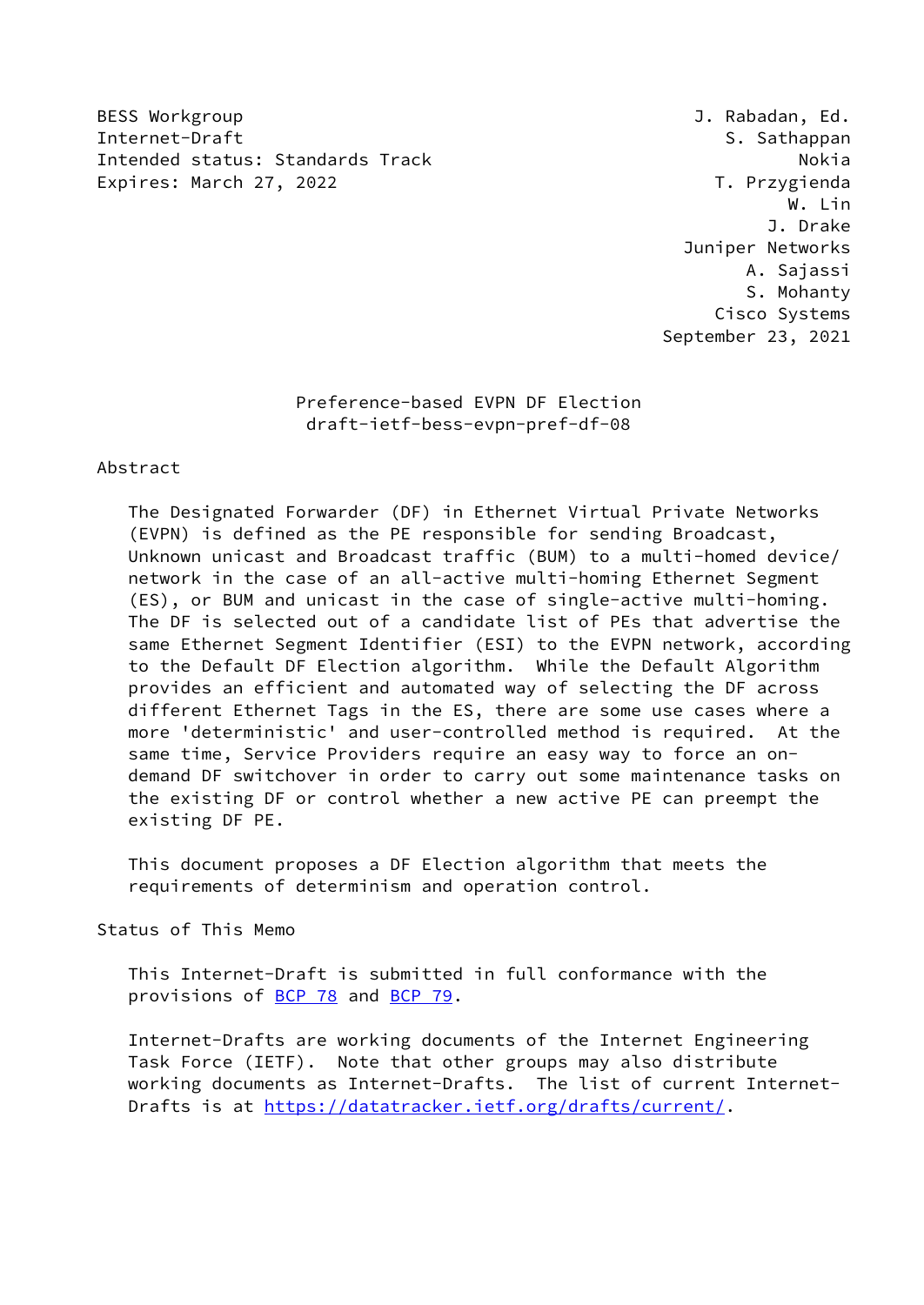BESS Workgroup J. Rabadan, Ed.
Internet-Draft S. Sathappan
Intended status: Standards Track Nokia
Expires: March 27, 2022 T. Przygienda
W. Lin
J. Drake
Juniper Networks
A. Sajassi
S. Mohanty
Cisco Systems
September 23, 2021

# Preference-based EVPN DF Election
draft-ietf-bess-evpn-pref-df-08

## Abstract

The Designated Forwarder (DF) in Ethernet Virtual Private Networks (EVPN) is defined as the PE responsible for sending Broadcast, Unknown unicast and Broadcast traffic (BUM) to a multi-homed device/network in the case of an all-active multi-homing Ethernet Segment (ES), or BUM and unicast in the case of single-active multi-homing. The DF is selected out of a candidate list of PEs that advertise the same Ethernet Segment Identifier (ESI) to the EVPN network, according to the Default DF Election algorithm. While the Default Algorithm provides an efficient and automated way of selecting the DF across different Ethernet Tags in the ES, there are some use cases where a more 'deterministic' and user-controlled method is required. At the same time, Service Providers require an easy way to force an on-demand DF switchover in order to carry out some maintenance tasks on the existing DF or control whether a new active PE can preempt the existing DF PE.

This document proposes a DF Election algorithm that meets the requirements of determinism and operation control.

## Status of This Memo

This Internet-Draft is submitted in full conformance with the provisions of BCP 78 and BCP 79.

Internet-Drafts are working documents of the Internet Engineering Task Force (IETF). Note that other groups may also distribute working documents as Internet-Drafts. The list of current Internet-Drafts is at https://datatracker.ietf.org/drafts/current/.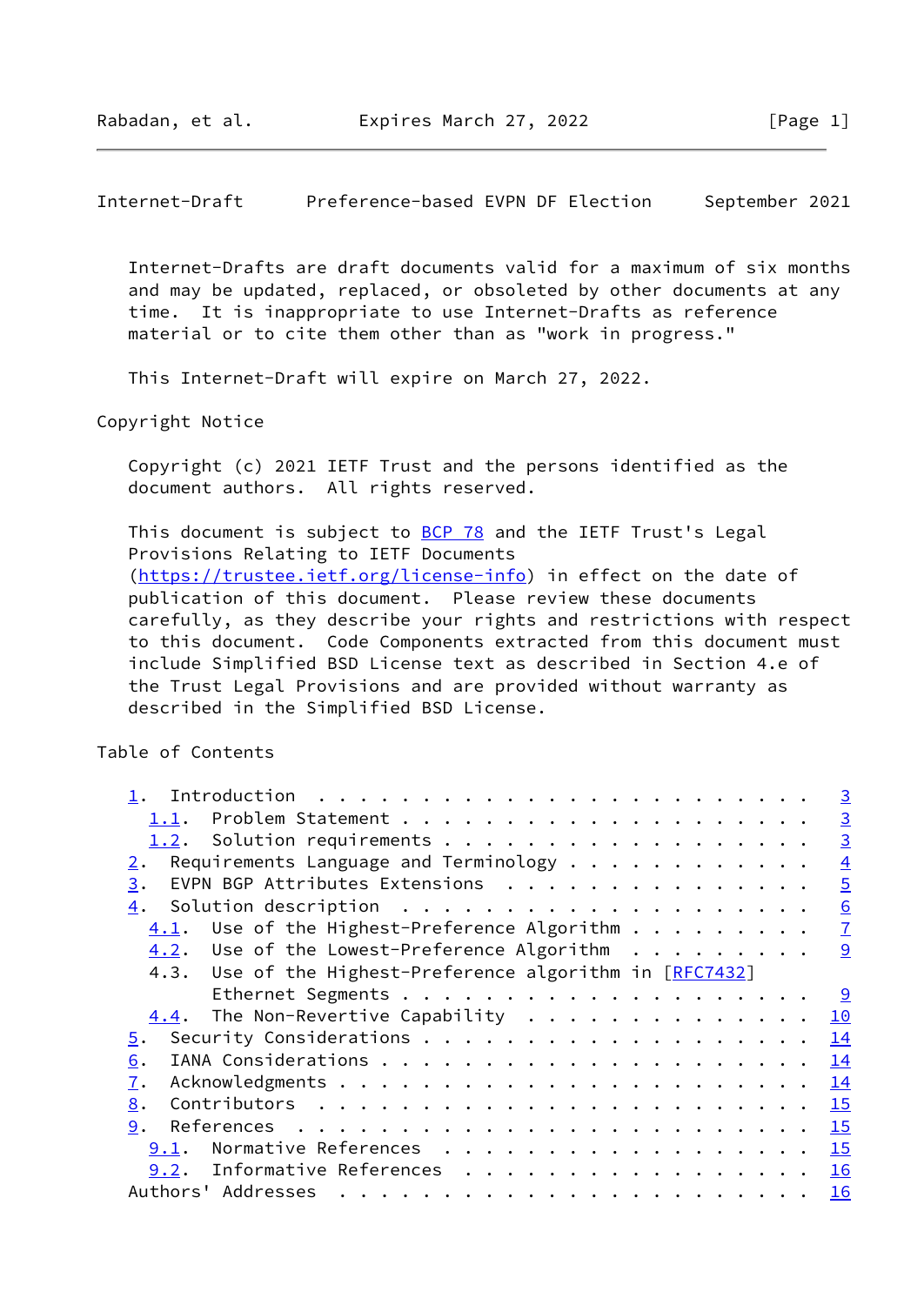Internet-Drafts are draft documents valid for a maximum of six months and may be updated, replaced, or obsoleted by other documents at any time. It is inappropriate to use Internet-Drafts as reference material or to cite them other than as "work in progress."

This Internet-Draft will expire on March 27, 2022.

## Copyright Notice

Copyright (c) 2021 IETF Trust and the persons identified as the document authors. All rights reserved.

This document is subject to BCP 78 and the IETF Trust's Legal Provisions Relating to IETF Documents (https://trustee.ietf.org/license-info) in effect on the date of publication of this document. Please review these documents carefully, as they describe your rights and restrictions with respect to this document. Code Components extracted from this document must include Simplified BSD License text as described in Section 4.e of the Trust Legal Provisions and are provided without warranty as described in the Simplified BSD License.

## Table of Contents

```
   1.  Introduction . . . . . . . . . . . . . . . . . . . . . . . .   3
     1.1.  Problem Statement . . . . . . . . . . . . . . . . . . . .   3
     1.2.  Solution requirements . . . . . . . . . . . . . . . . . .   3
   2.  Requirements Language and Terminology . . . . . . . . . . . .   4
   3.  EVPN BGP Attributes Extensions  . . . . . . . . . . . . . . .   5
   4.  Solution description  . . . . . . . . . . . . . . . . . . . .   6
     4.1.  Use of the Highest-Preference Algorithm . . . . . . . . .   7
     4.2.  Use of the Lowest-Preference Algorithm  . . . . . . . . .   9
     4.3.  Use of the Highest-Preference algorithm in [RFC7432]
           Ethernet Segments . . . . . . . . . . . . . . . . . . . .   9
     4.4.  The Non-Revertive Capability  . . . . . . . . . . . . . .  10
   5.  Security Considerations . . . . . . . . . . . . . . . . . . .  14
   6.  IANA Considerations . . . . . . . . . . . . . . . . . . . . .  14
   7.  Acknowledgments . . . . . . . . . . . . . . . . . . . . . . .  14
   8.  Contributors  . . . . . . . . . . . . . . . . . . . . . . . .  15
   9.  References  . . . . . . . . . . . . . . . . . . . . . . . . .  15
     9.1.  Normative References  . . . . . . . . . . . . . . . . . .  15
     9.2.  Informative References  . . . . . . . . . . . . . . . . .  16
   Authors' Addresses  . . . . . . . . . . . . . . . . . . . . . . .  16
```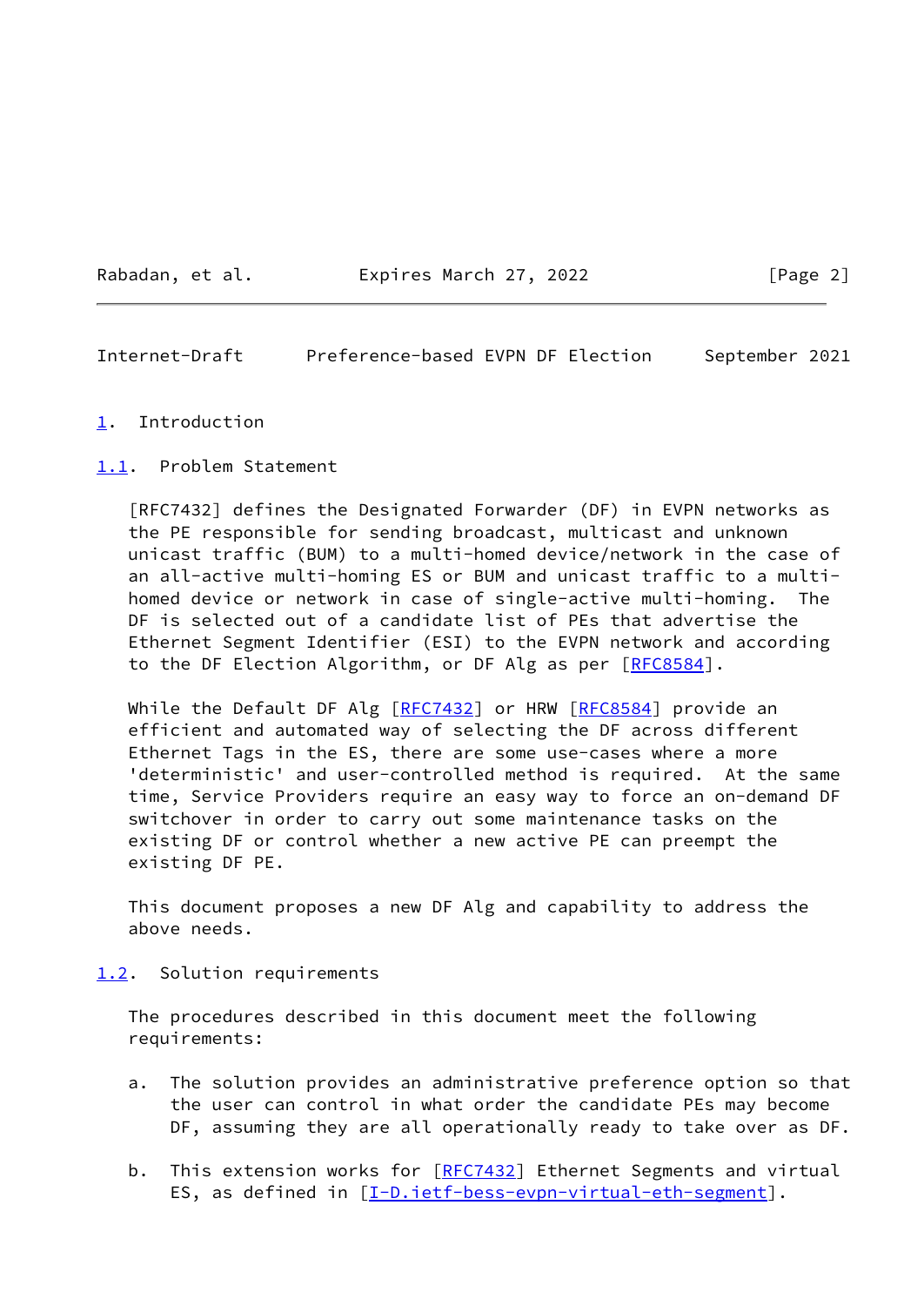## 1. Introduction

### 1.1. Problem Statement

[RFC7432] defines the Designated Forwarder (DF) in EVPN networks as the PE responsible for sending broadcast, multicast and unknown unicast traffic (BUM) to a multi-homed device/network in the case of an all-active multi-homing ES or BUM and unicast traffic to a multi-homed device or network in case of single-active multi-homing. The DF is selected out of a candidate list of PEs that advertise the Ethernet Segment Identifier (ESI) to the EVPN network and according to the DF Election Algorithm, or DF Alg as per [RFC8584].

While the Default DF Alg [RFC7432] or HRW [RFC8584] provide an efficient and automated way of selecting the DF across different Ethernet Tags in the ES, there are some use-cases where a more 'deterministic' and user-controlled method is required. At the same time, Service Providers require an easy way to force an on-demand DF switchover in order to carry out some maintenance tasks on the existing DF or control whether a new active PE can preempt the existing DF PE.

This document proposes a new DF Alg and capability to address the above needs.

### 1.2. Solution requirements

The procedures described in this document meet the following requirements:

a. The solution provides an administrative preference option so that the user can control in what order the candidate PEs may become DF, assuming they are all operationally ready to take over as DF.

b. This extension works for [RFC7432] Ethernet Segments and virtual ES, as defined in [I-D.ietf-bess-evpn-virtual-eth-segment].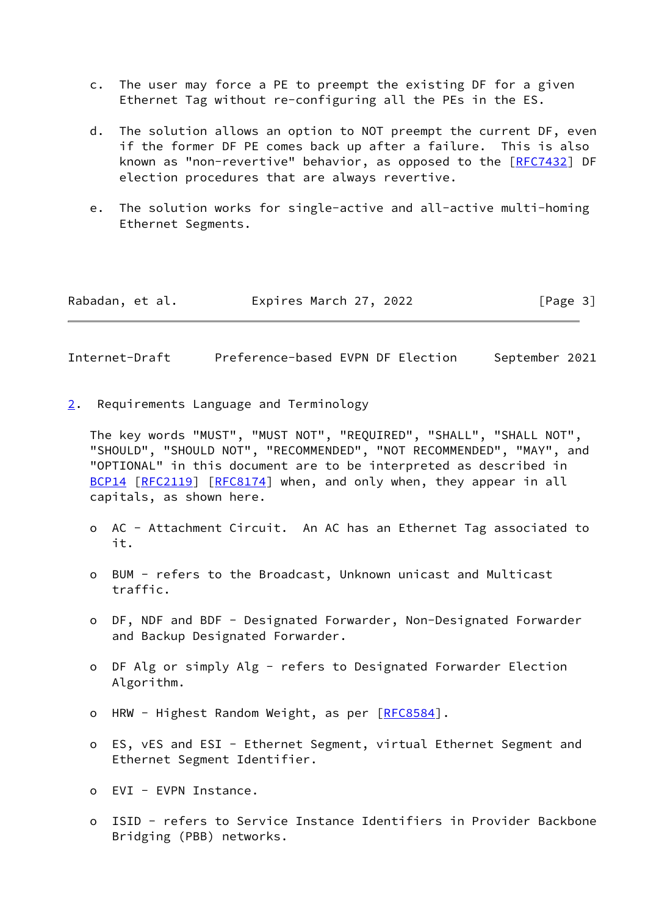c. The user may force a PE to preempt the existing DF for a given Ethernet Tag without re-configuring all the PEs in the ES.

d. The solution allows an option to NOT preempt the current DF, even if the former DF PE comes back up after a failure. This is also known as "non-revertive" behavior, as opposed to the [RFC7432] DF election procedures that are always revertive.

e. The solution works for single-active and all-active multi-homing Ethernet Segments.

## 2. Requirements Language and Terminology

The key words "MUST", "MUST NOT", "REQUIRED", "SHALL", "SHALL NOT", "SHOULD", "SHOULD NOT", "RECOMMENDED", "NOT RECOMMENDED", "MAY", and "OPTIONAL" in this document are to be interpreted as described in BCP14 [RFC2119] [RFC8174] when, and only when, they appear in all capitals, as shown here.

- AC - Attachment Circuit. An AC has an Ethernet Tag associated to it.

- BUM - refers to the Broadcast, Unknown unicast and Multicast traffic.

- DF, NDF and BDF - Designated Forwarder, Non-Designated Forwarder and Backup Designated Forwarder.

- DF Alg or simply Alg - refers to Designated Forwarder Election Algorithm.

- HRW - Highest Random Weight, as per [RFC8584].

- ES, vES and ESI - Ethernet Segment, virtual Ethernet Segment and Ethernet Segment Identifier.

- EVI - EVPN Instance.

- ISID - refers to Service Instance Identifiers in Provider Backbone Bridging (PBB) networks.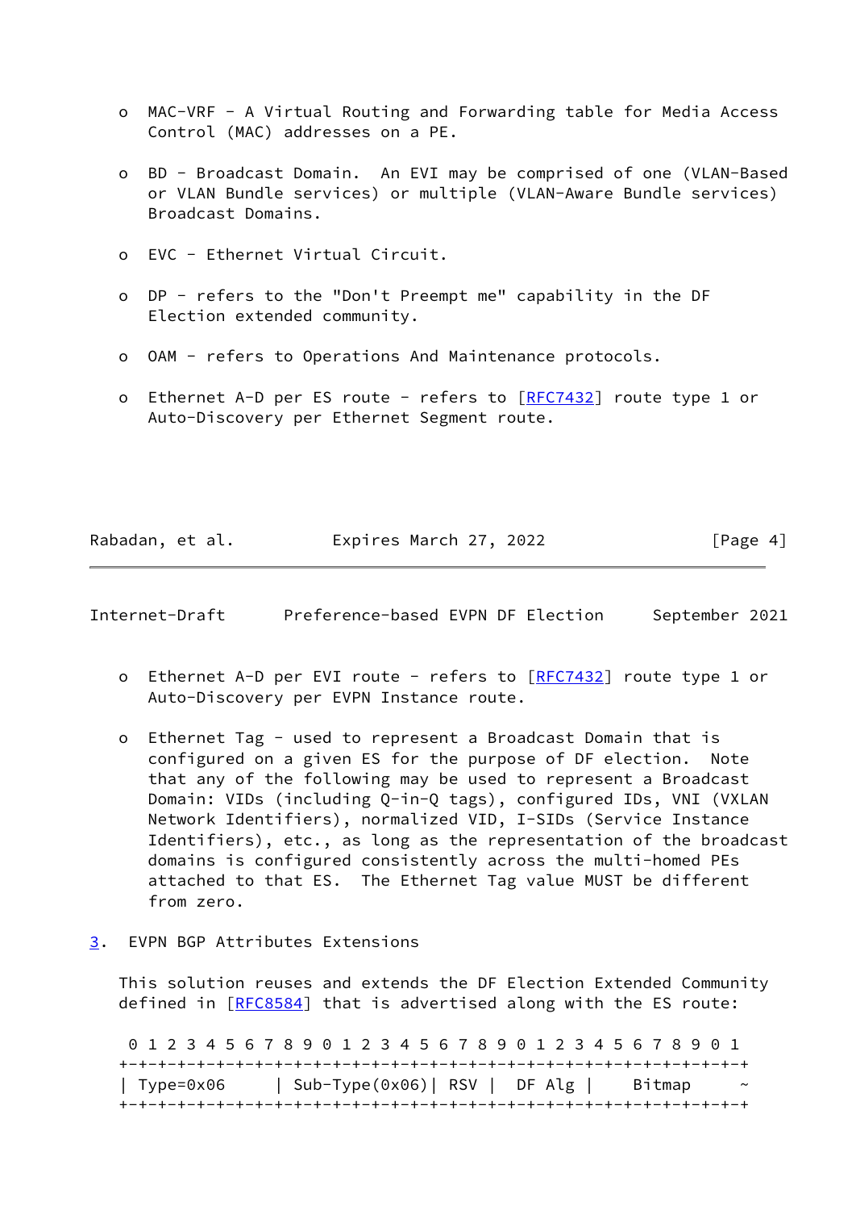- MAC-VRF - A Virtual Routing and Forwarding table for Media Access Control (MAC) addresses on a PE.

- BD - Broadcast Domain. An EVI may be comprised of one (VLAN-Based or VLAN Bundle services) or multiple (VLAN-Aware Bundle services) Broadcast Domains.

- EVC - Ethernet Virtual Circuit.

- DP - refers to the "Don't Preempt me" capability in the DF Election extended community.

- OAM - refers to Operations And Maintenance protocols.

- Ethernet A-D per ES route - refers to [RFC7432] route type 1 or Auto-Discovery per Ethernet Segment route.

- Ethernet A-D per EVI route - refers to [RFC7432] route type 1 or Auto-Discovery per EVPN Instance route.

- Ethernet Tag - used to represent a Broadcast Domain that is configured on a given ES for the purpose of DF election. Note that any of the following may be used to represent a Broadcast Domain: VIDs (including Q-in-Q tags), configured IDs, VNI (VXLAN Network Identifiers), normalized VID, I-SIDs (Service Instance Identifiers), etc., as long as the representation of the broadcast domains is configured consistently across the multi-homed PEs attached to that ES. The Ethernet Tag value MUST be different from zero.

## 3. EVPN BGP Attributes Extensions

This solution reuses and extends the DF Election Extended Community defined in [RFC8584] that is advertised along with the ES route:

```
 0 1 2 3 4 5 6 7 8 9 0 1 2 3 4 5 6 7 8 9 0 1 2 3 4 5 6 7 8 9 0 1
+-+-+-+-+-+-+-+-+-+-+-+-+-+-+-+-+-+-+-+-+-+-+-+-+-+-+-+-+-+-+-+-+
| Type=0x06     | Sub-Type(0x06)| RSV |  DF Alg |    Bitmap     ~
+-+-+-+-+-+-+-+-+-+-+-+-+-+-+-+-+-+-+-+-+-+-+-+-+-+-+-+-+-+-+-+-+
```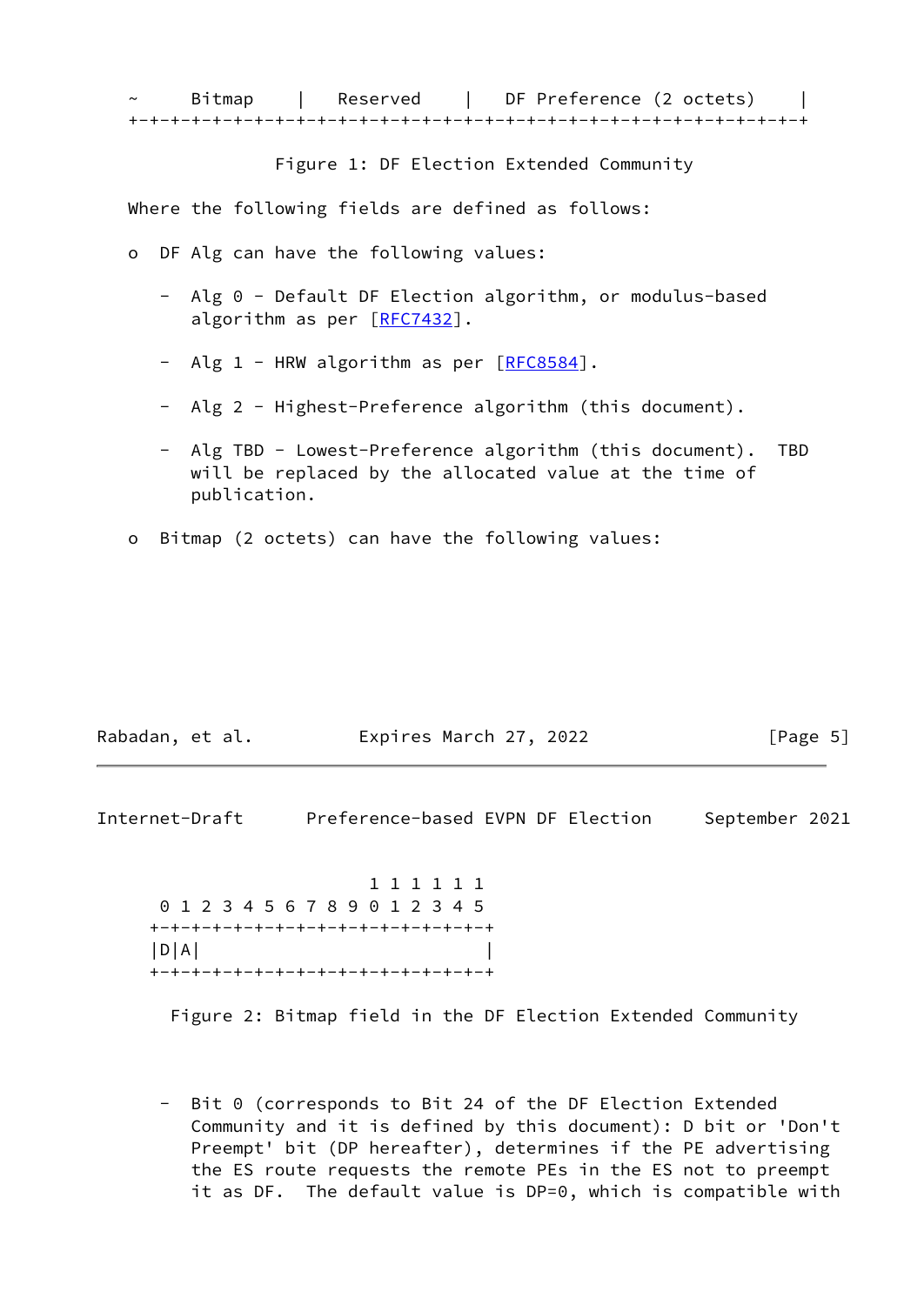```
~     Bitmap    |   Reserved    |   DF Preference (2 octets)    |
+-+-+-+-+-+-+-+-+-+-+-+-+-+-+-+-+-+-+-+-+-+-+-+-+-+-+-+-+-+-+-+-+
```

Figure 1: DF Election Extended Community

Where the following fields are defined as follows:

- DF Alg can have the following values:

  - Alg 0 - Default DF Election algorithm, or modulus-based algorithm as per [RFC7432].

  - Alg 1 - HRW algorithm as per [RFC8584].

  - Alg 2 - Highest-Preference algorithm (this document).

  - Alg TBD - Lowest-Preference algorithm (this document). TBD will be replaced by the allocated value at the time of publication.

- Bitmap (2 octets) can have the following values:

```
                      1 1 1 1 1 1
  0 1 2 3 4 5 6 7 8 9 0 1 2 3 4 5
 +-+-+-+-+-+-+-+-+-+-+-+-+-+-+-+-+
 |D|A|                           |
 +-+-+-+-+-+-+-+-+-+-+-+-+-+-+-+-+
```

Figure 2: Bitmap field in the DF Election Extended Community

  - Bit 0 (corresponds to Bit 24 of the DF Election Extended Community and it is defined by this document): D bit or 'Don't Preempt' bit (DP hereafter), determines if the PE advertising the ES route requests the remote PEs in the ES not to preempt it as DF. The default value is DP=0, which is compatible with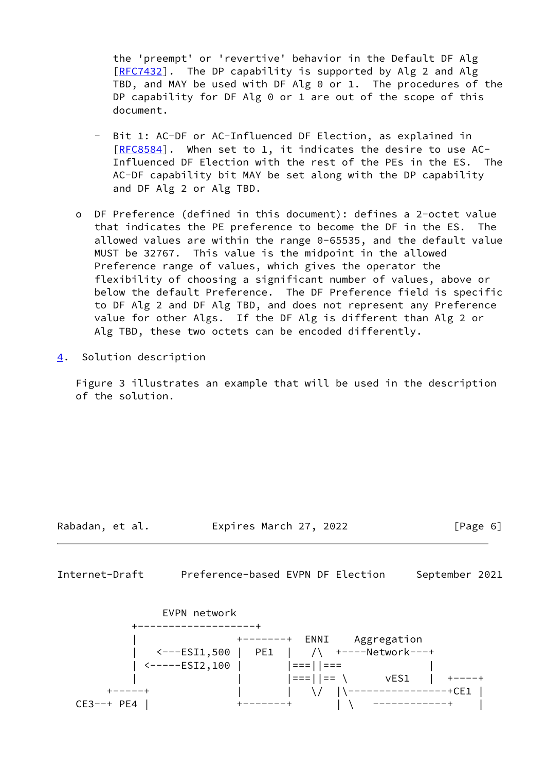the 'preempt' or 'revertive' behavior in the Default DF Alg [RFC7432]. The DP capability is supported by Alg 2 and Alg TBD, and MAY be used with DF Alg 0 or 1. The procedures of the DP capability for DF Alg 0 or 1 are out of the scope of this document.

- Bit 1: AC-DF or AC-Influenced DF Election, as explained in [RFC8584]. When set to 1, it indicates the desire to use AC-Influenced DF Election with the rest of the PEs in the ES. The AC-DF capability bit MAY be set along with the DP capability and DF Alg 2 or Alg TBD.

- o DF Preference (defined in this document): defines a 2-octet value that indicates the PE preference to become the DF in the ES. The allowed values are within the range 0-65535, and the default value MUST be 32767. This value is the midpoint in the allowed Preference range of values, which gives the operator the flexibility of choosing a significant number of values, above or below the default Preference. The DF Preference field is specific to DF Alg 2 and DF Alg TBD, and does not represent any Preference value for other Algs. If the DF Alg is different than Alg 2 or Alg TBD, these two octets can be encoded differently.

## 4. Solution description

Figure 3 illustrates an example that will be used in the description of the solution.

```
              EVPN network
          +-------------------+
          |                +--------+  ENNI    Aggregation
          |   <---ESI1,500 |  PE1   |    /\   +----Network---+
          | <-----ESI2,100 |        |===||===               |
          |                |        |===||== \      vES1    |  +----+
      +-----+              |        |    \/  |\----------------+CE1 |
 CE3--+ PE4 |              +--------+        | \   ------------+    |
```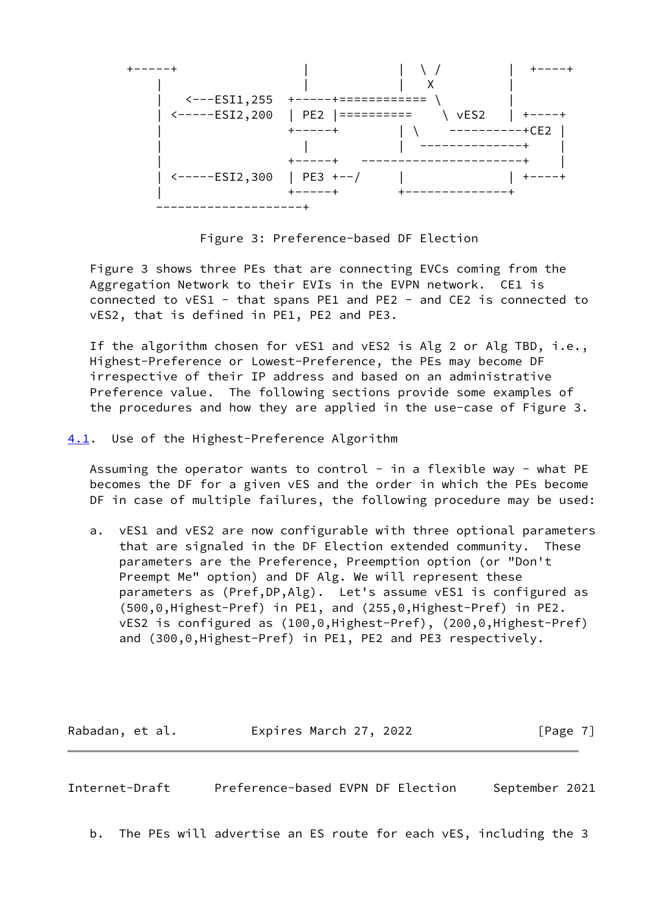```
   +-----+                 |           |  \ /         |  +----+
      |                    |           |   X          |
      |   <---ESI1,255  +-----+=========== \          |
      | <-----ESI2,200  | PE2 |==========    \ vES2   | +----+
      |                 +-----+        | \    ----------+CE2 |
      |                    |           |  --------------+    |
      |                 +-----+   ----------------------+    |
      | <-----ESI2,300  | PE3 +--/     |              | +----+
      |                 +-----+        +--------------+
      --------------------+
```

Figure 3: Preference-based DF Election

Figure 3 shows three PEs that are connecting EVCs coming from the Aggregation Network to their EVIs in the EVPN network. CE1 is connected to vES1 - that spans PE1 and PE2 - and CE2 is connected to vES2, that is defined in PE1, PE2 and PE3.

If the algorithm chosen for vES1 and vES2 is Alg 2 or Alg TBD, i.e., Highest-Preference or Lowest-Preference, the PEs may become DF irrespective of their IP address and based on an administrative Preference value. The following sections provide some examples of the procedures and how they are applied in the use-case of Figure 3.

## 4.1. Use of the Highest-Preference Algorithm

Assuming the operator wants to control - in a flexible way - what PE becomes the DF for a given vES and the order in which the PEs become DF in case of multiple failures, the following procedure may be used:

a. vES1 and vES2 are now configurable with three optional parameters that are signaled in the DF Election extended community. These parameters are the Preference, Preemption option (or "Don't Preempt Me" option) and DF Alg. We will represent these parameters as (Pref,DP,Alg). Let's assume vES1 is configured as (500,0,Highest-Pref) in PE1, and (255,0,Highest-Pref) in PE2. vES2 is configured as (100,0,Highest-Pref), (200,0,Highest-Pref) and (300,0,Highest-Pref) in PE1, PE2 and PE3 respectively.

b. The PEs will advertise an ES route for each vES, including the 3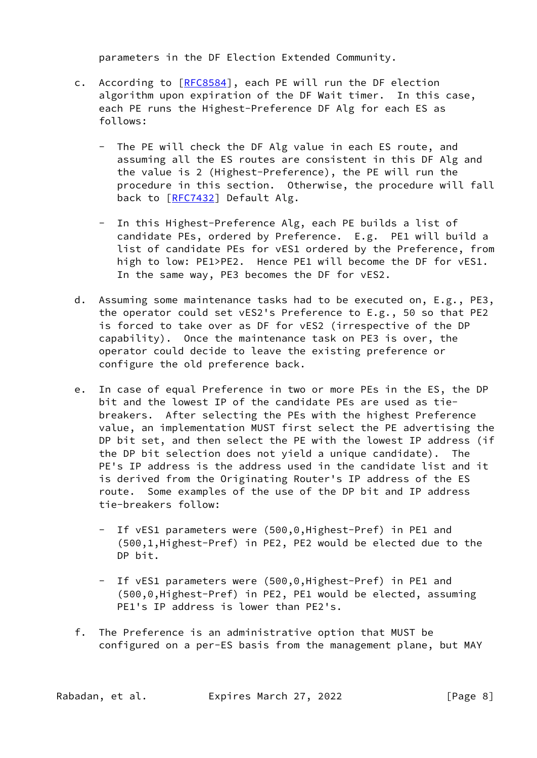parameters in the DF Election Extended Community.

c. According to [RFC8584], each PE will run the DF election algorithm upon expiration of the DF Wait timer. In this case, each PE runs the Highest-Preference DF Alg for each ES as follows:

   - The PE will check the DF Alg value in each ES route, and assuming all the ES routes are consistent in this DF Alg and the value is 2 (Highest-Preference), the PE will run the procedure in this section. Otherwise, the procedure will fall back to [RFC7432] Default Alg.

   - In this Highest-Preference Alg, each PE builds a list of candidate PEs, ordered by Preference. E.g. PE1 will build a list of candidate PEs for vES1 ordered by the Preference, from high to low: PE1>PE2. Hence PE1 will become the DF for vES1. In the same way, PE3 becomes the DF for vES2.

d. Assuming some maintenance tasks had to be executed on, E.g., PE3, the operator could set vES2's Preference to E.g., 50 so that PE2 is forced to take over as DF for vES2 (irrespective of the DP capability). Once the maintenance task on PE3 is over, the operator could decide to leave the existing preference or configure the old preference back.

e. In case of equal Preference in two or more PEs in the ES, the DP bit and the lowest IP of the candidate PEs are used as tie-breakers. After selecting the PEs with the highest Preference value, an implementation MUST first select the PE advertising the DP bit set, and then select the PE with the lowest IP address (if the DP bit selection does not yield a unique candidate). The PE's IP address is the address used in the candidate list and it is derived from the Originating Router's IP address of the ES route. Some examples of the use of the DP bit and IP address tie-breakers follow:

   - If vES1 parameters were (500,0,Highest-Pref) in PE1 and (500,1,Highest-Pref) in PE2, PE2 would be elected due to the DP bit.

   - If vES1 parameters were (500,0,Highest-Pref) in PE1 and (500,0,Highest-Pref) in PE2, PE1 would be elected, assuming PE1's IP address is lower than PE2's.

f. The Preference is an administrative option that MUST be configured on a per-ES basis from the management plane, but MAY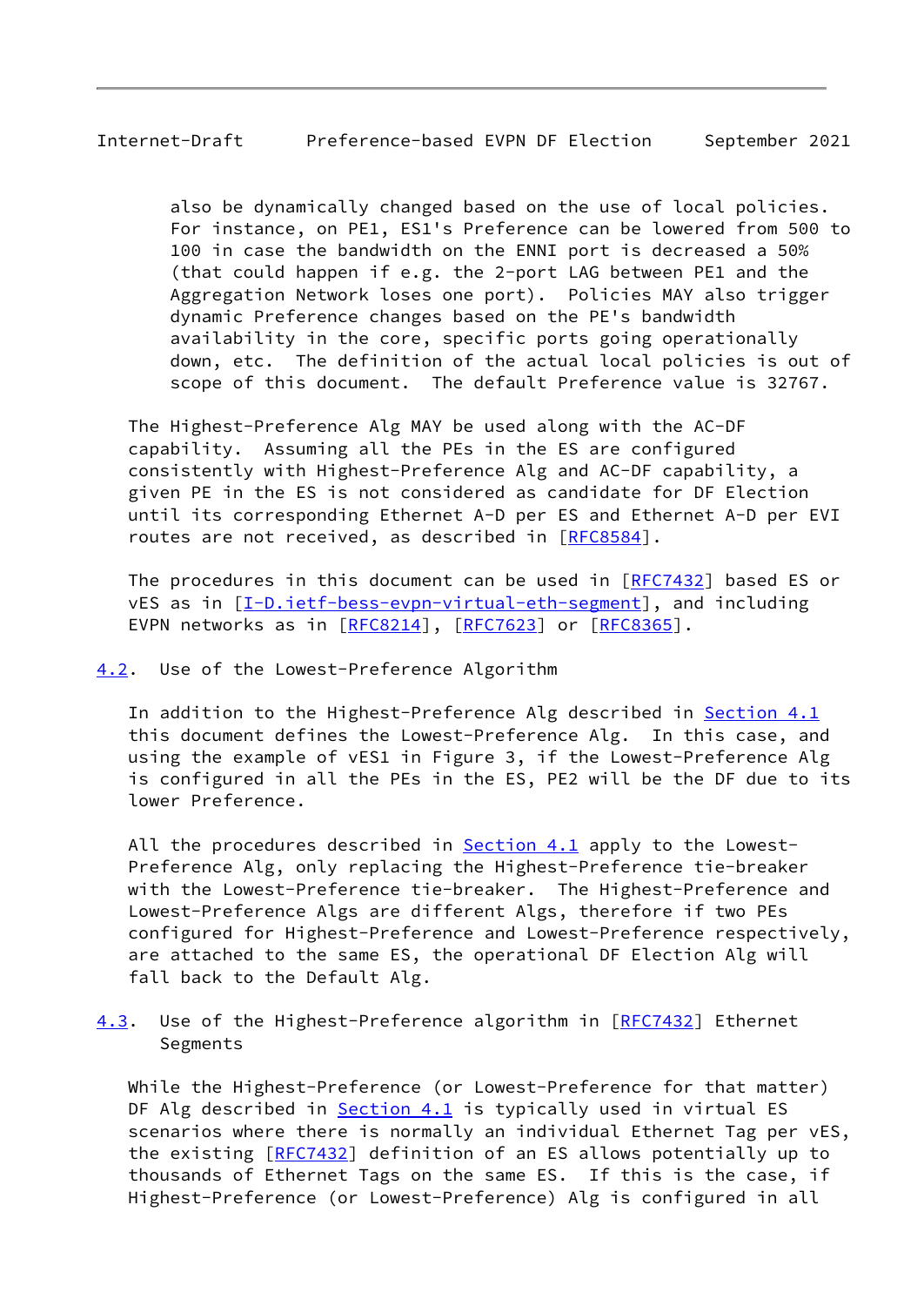also be dynamically changed based on the use of local policies. For instance, on PE1, ES1's Preference can be lowered from 500 to 100 in case the bandwidth on the ENNI port is decreased a 50% (that could happen if e.g. the 2-port LAG between PE1 and the Aggregation Network loses one port). Policies MAY also trigger dynamic Preference changes based on the PE's bandwidth availability in the core, specific ports going operationally down, etc. The definition of the actual local policies is out of scope of this document. The default Preference value is 32767.

The Highest-Preference Alg MAY be used along with the AC-DF capability. Assuming all the PEs in the ES are configured consistently with Highest-Preference Alg and AC-DF capability, a given PE in the ES is not considered as candidate for DF Election until its corresponding Ethernet A-D per ES and Ethernet A-D per EVI routes are not received, as described in [RFC8584].

The procedures in this document can be used in [RFC7432] based ES or vES as in [I-D.ietf-bess-evpn-virtual-eth-segment], and including EVPN networks as in [RFC8214], [RFC7623] or [RFC8365].

## 4.2. Use of the Lowest-Preference Algorithm

In addition to the Highest-Preference Alg described in Section 4.1 this document defines the Lowest-Preference Alg. In this case, and using the example of vES1 in Figure 3, if the Lowest-Preference Alg is configured in all the PEs in the ES, PE2 will be the DF due to its lower Preference.

All the procedures described in Section 4.1 apply to the Lowest-Preference Alg, only replacing the Highest-Preference tie-breaker with the Lowest-Preference tie-breaker. The Highest-Preference and Lowest-Preference Algs are different Algs, therefore if two PEs configured for Highest-Preference and Lowest-Preference respectively, are attached to the same ES, the operational DF Election Alg will fall back to the Default Alg.

## 4.3. Use of the Highest-Preference algorithm in [RFC7432] Ethernet Segments

While the Highest-Preference (or Lowest-Preference for that matter) DF Alg described in Section 4.1 is typically used in virtual ES scenarios where there is normally an individual Ethernet Tag per vES, the existing [RFC7432] definition of an ES allows potentially up to thousands of Ethernet Tags on the same ES. If this is the case, if Highest-Preference (or Lowest-Preference) Alg is configured in all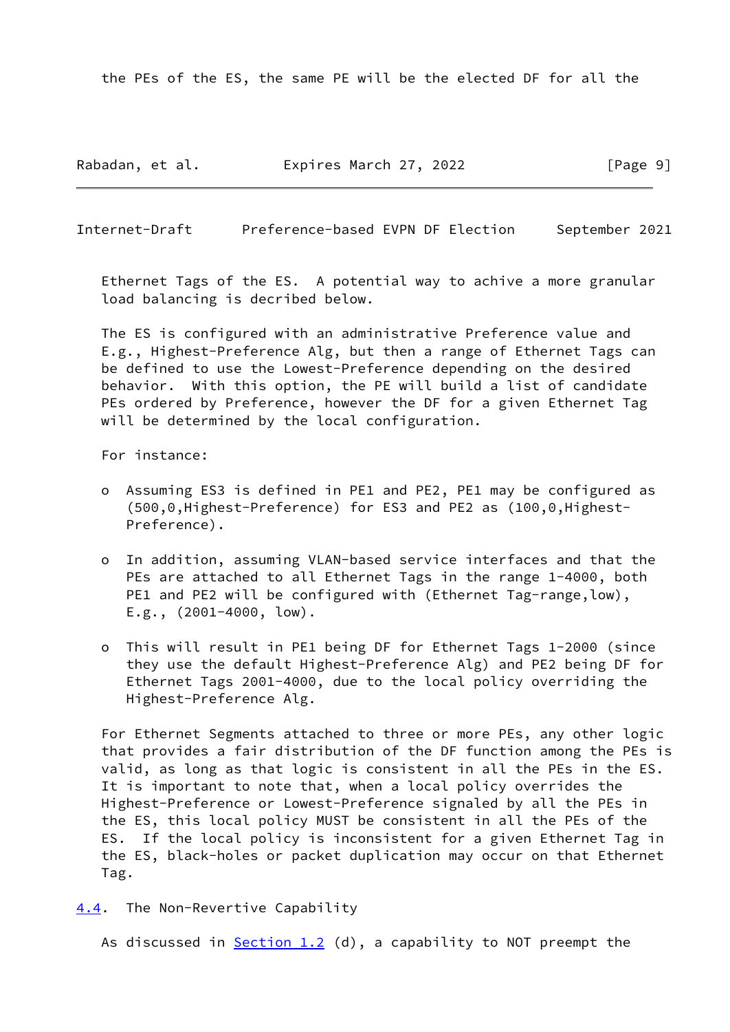the PEs of the ES, the same PE will be the elected DF for all the Ethernet Tags of the ES. A potential way to achive a more granular load balancing is decribed below.

The ES is configured with an administrative Preference value and E.g., Highest-Preference Alg, but then a range of Ethernet Tags can be defined to use the Lowest-Preference depending on the desired behavior. With this option, the PE will build a list of candidate PEs ordered by Preference, however the DF for a given Ethernet Tag will be determined by the local configuration.

For instance:

- Assuming ES3 is defined in PE1 and PE2, PE1 may be configured as (500,0,Highest-Preference) for ES3 and PE2 as (100,0,Highest-Preference).

- In addition, assuming VLAN-based service interfaces and that the PEs are attached to all Ethernet Tags in the range 1-4000, both PE1 and PE2 will be configured with (Ethernet Tag-range,low), E.g., (2001-4000, low).

- This will result in PE1 being DF for Ethernet Tags 1-2000 (since they use the default Highest-Preference Alg) and PE2 being DF for Ethernet Tags 2001-4000, due to the local policy overriding the Highest-Preference Alg.

For Ethernet Segments attached to three or more PEs, any other logic that provides a fair distribution of the DF function among the PEs is valid, as long as that logic is consistent in all the PEs in the ES. It is important to note that, when a local policy overrides the Highest-Preference or Lowest-Preference signaled by all the PEs in the ES, this local policy MUST be consistent in all the PEs of the ES. If the local policy is inconsistent for a given Ethernet Tag in the ES, black-holes or packet duplication may occur on that Ethernet Tag.

### 4.4. The Non-Revertive Capability

As discussed in Section 1.2 (d), a capability to NOT preempt the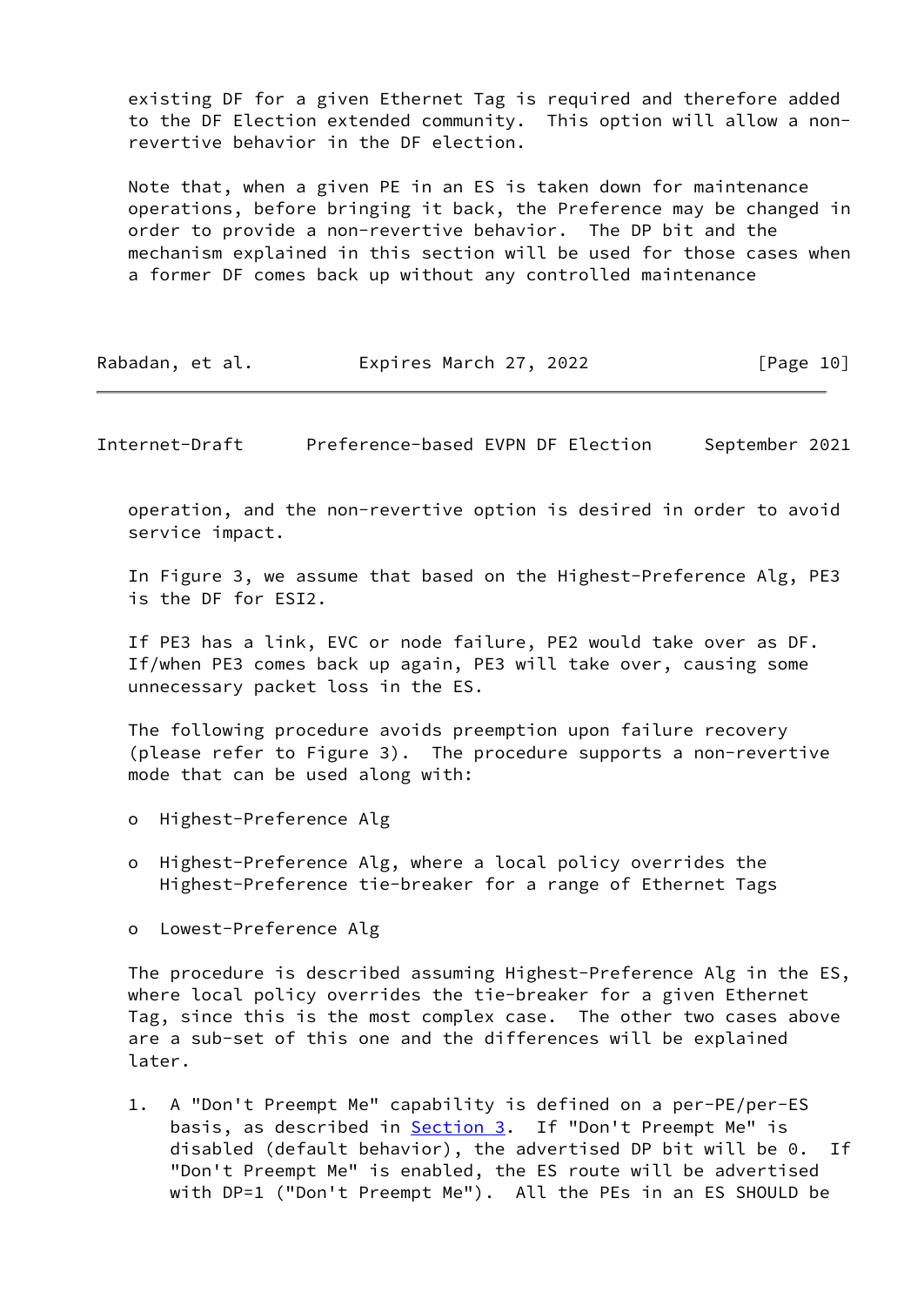existing DF for a given Ethernet Tag is required and therefore added to the DF Election extended community. This option will allow a non-revertive behavior in the DF election.

Note that, when a given PE in an ES is taken down for maintenance operations, before bringing it back, the Preference may be changed in order to provide a non-revertive behavior. The DP bit and the mechanism explained in this section will be used for those cases when a former DF comes back up without any controlled maintenance operation, and the non-revertive option is desired in order to avoid service impact.

In Figure 3, we assume that based on the Highest-Preference Alg, PE3 is the DF for ESI2.

If PE3 has a link, EVC or node failure, PE2 would take over as DF. If/when PE3 comes back up again, PE3 will take over, causing some unnecessary packet loss in the ES.

The following procedure avoids preemption upon failure recovery (please refer to Figure 3). The procedure supports a non-revertive mode that can be used along with:

- Highest-Preference Alg
- Highest-Preference Alg, where a local policy overrides the Highest-Preference tie-breaker for a range of Ethernet Tags
- Lowest-Preference Alg

The procedure is described assuming Highest-Preference Alg in the ES, where local policy overrides the tie-breaker for a given Ethernet Tag, since this is the most complex case. The other two cases above are a sub-set of this one and the differences will be explained later.

1. A "Don't Preempt Me" capability is defined on a per-PE/per-ES basis, as described in Section 3. If "Don't Preempt Me" is disabled (default behavior), the advertised DP bit will be 0. If "Don't Preempt Me" is enabled, the ES route will be advertised with DP=1 ("Don't Preempt Me"). All the PEs in an ES SHOULD be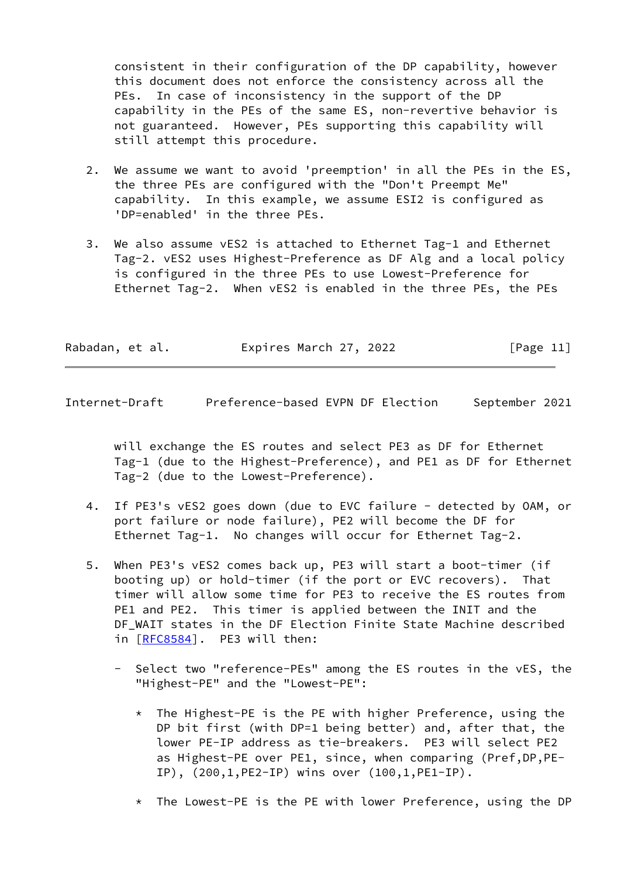consistent in their configuration of the DP capability, however this document does not enforce the consistency across all the PEs. In case of inconsistency in the support of the DP capability in the PEs of the same ES, non-revertive behavior is not guaranteed. However, PEs supporting this capability will still attempt this procedure.

2. We assume we want to avoid 'preemption' in all the PEs in the ES, the three PEs are configured with the "Don't Preempt Me" capability. In this example, we assume ESI2 is configured as 'DP=enabled' in the three PEs.

3. We also assume vES2 is attached to Ethernet Tag-1 and Ethernet Tag-2. vES2 uses Highest-Preference as DF Alg and a local policy is configured in the three PEs to use Lowest-Preference for Ethernet Tag-2. When vES2 is enabled in the three PEs, the PEs will exchange the ES routes and select PE3 as DF for Ethernet Tag-1 (due to the Highest-Preference), and PE1 as DF for Ethernet Tag-2 (due to the Lowest-Preference).

4. If PE3's vES2 goes down (due to EVC failure - detected by OAM, or port failure or node failure), PE2 will become the DF for Ethernet Tag-1. No changes will occur for Ethernet Tag-2.

5. When PE3's vES2 comes back up, PE3 will start a boot-timer (if booting up) or hold-timer (if the port or EVC recovers). That timer will allow some time for PE3 to receive the ES routes from PE1 and PE2. This timer is applied between the INIT and the DF_WAIT states in the DF Election Finite State Machine described in [RFC8584]. PE3 will then:

   - Select two "reference-PEs" among the ES routes in the vES, the "Highest-PE" and the "Lowest-PE":

     * The Highest-PE is the PE with higher Preference, using the DP bit first (with DP=1 being better) and, after that, the lower PE-IP address as tie-breakers. PE3 will select PE2 as Highest-PE over PE1, since, when comparing (Pref,DP,PE-IP), (200,1,PE2-IP) wins over (100,1,PE1-IP).

     * The Lowest-PE is the PE with lower Preference, using the DP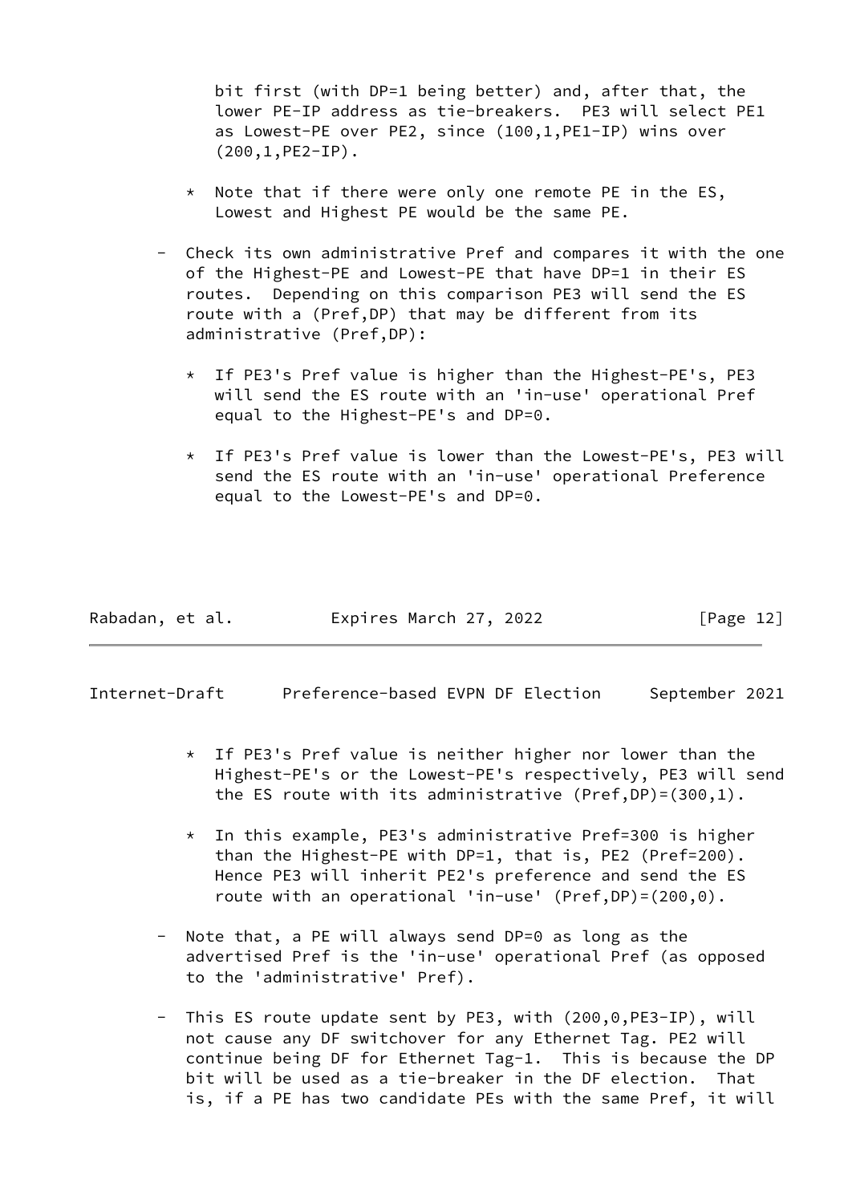bit first (with DP=1 being better) and, after that, the lower PE-IP address as tie-breakers. PE3 will select PE1 as Lowest-PE over PE2, since (100,1,PE1-IP) wins over (200,1,PE2-IP).

  * Note that if there were only one remote PE in the ES, Lowest and Highest PE would be the same PE.

- Check its own administrative Pref and compares it with the one of the Highest-PE and Lowest-PE that have DP=1 in their ES routes. Depending on this comparison PE3 will send the ES route with a (Pref,DP) that may be different from its administrative (Pref,DP):

  * If PE3's Pref value is higher than the Highest-PE's, PE3 will send the ES route with an 'in-use' operational Pref equal to the Highest-PE's and DP=0.

  * If PE3's Pref value is lower than the Lowest-PE's, PE3 will send the ES route with an 'in-use' operational Preference equal to the Lowest-PE's and DP=0.

  * If PE3's Pref value is neither higher nor lower than the Highest-PE's or the Lowest-PE's respectively, PE3 will send the ES route with its administrative (Pref,DP)=(300,1).

  * In this example, PE3's administrative Pref=300 is higher than the Highest-PE with DP=1, that is, PE2 (Pref=200). Hence PE3 will inherit PE2's preference and send the ES route with an operational 'in-use' (Pref,DP)=(200,0).

- Note that, a PE will always send DP=0 as long as the advertised Pref is the 'in-use' operational Pref (as opposed to the 'administrative' Pref).

- This ES route update sent by PE3, with (200,0,PE3-IP), will not cause any DF switchover for any Ethernet Tag. PE2 will continue being DF for Ethernet Tag-1. This is because the DP bit will be used as a tie-breaker in the DF election. That is, if a PE has two candidate PEs with the same Pref, it will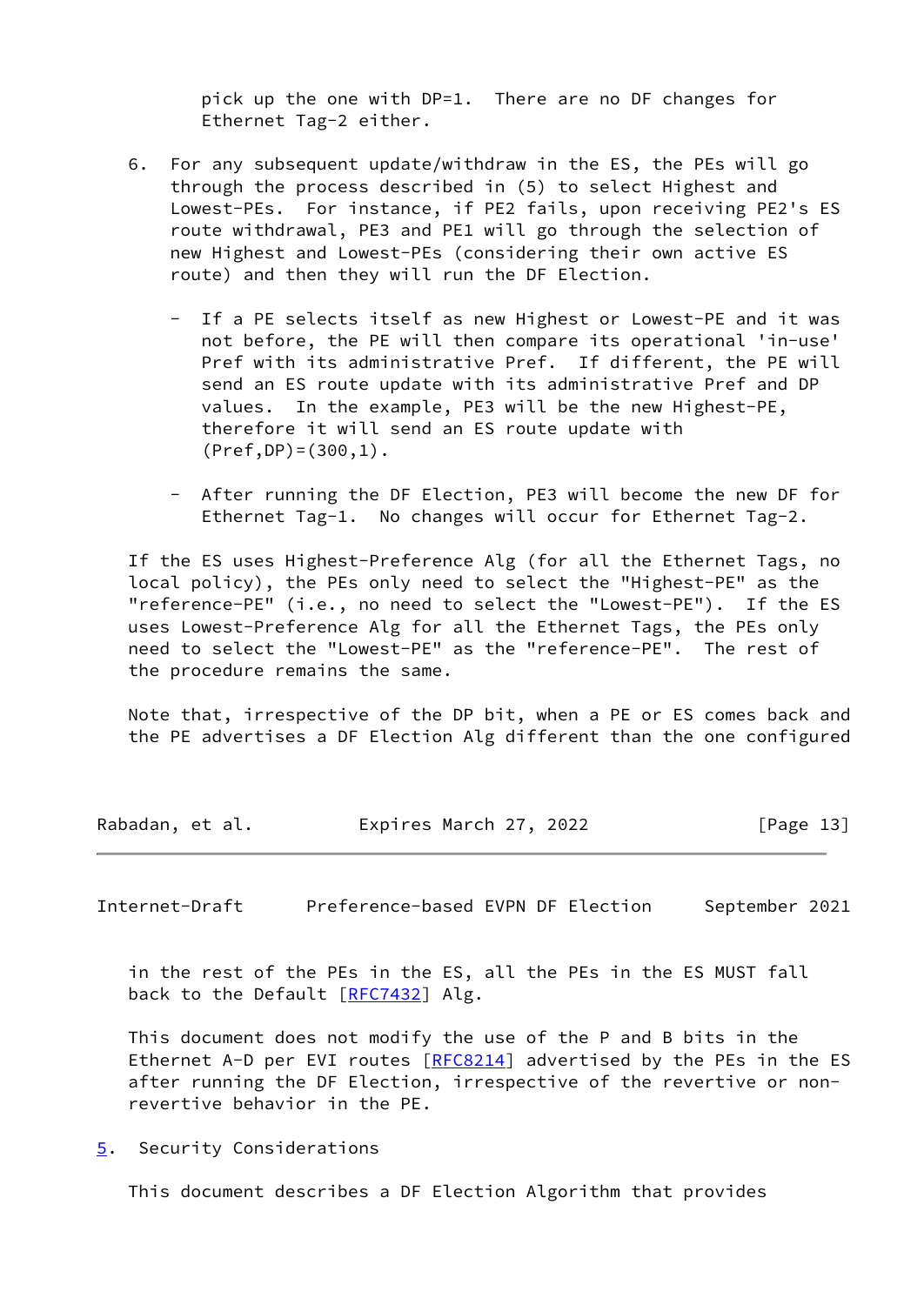pick up the one with DP=1. There are no DF changes for Ethernet Tag-2 either.

6. For any subsequent update/withdraw in the ES, the PEs will go through the process described in (5) to select Highest and Lowest-PEs. For instance, if PE2 fails, upon receiving PE2's ES route withdrawal, PE3 and PE1 will go through the selection of new Highest and Lowest-PEs (considering their own active ES route) and then they will run the DF Election.

   - If a PE selects itself as new Highest or Lowest-PE and it was not before, the PE will then compare its operational 'in-use' Pref with its administrative Pref. If different, the PE will send an ES route update with its administrative Pref and DP values. In the example, PE3 will be the new Highest-PE, therefore it will send an ES route update with (Pref,DP)=(300,1).

   - After running the DF Election, PE3 will become the new DF for Ethernet Tag-1. No changes will occur for Ethernet Tag-2.

If the ES uses Highest-Preference Alg (for all the Ethernet Tags, no local policy), the PEs only need to select the "Highest-PE" as the "reference-PE" (i.e., no need to select the "Lowest-PE"). If the ES uses Lowest-Preference Alg for all the Ethernet Tags, the PEs only need to select the "Lowest-PE" as the "reference-PE". The rest of the procedure remains the same.

Note that, irrespective of the DP bit, when a PE or ES comes back and the PE advertises a DF Election Alg different than the one configured in the rest of the PEs in the ES, all the PEs in the ES MUST fall back to the Default [RFC7432] Alg.

This document does not modify the use of the P and B bits in the Ethernet A-D per EVI routes [RFC8214] advertised by the PEs in the ES after running the DF Election, irrespective of the revertive or non-revertive behavior in the PE.

## 5. Security Considerations

This document describes a DF Election Algorithm that provides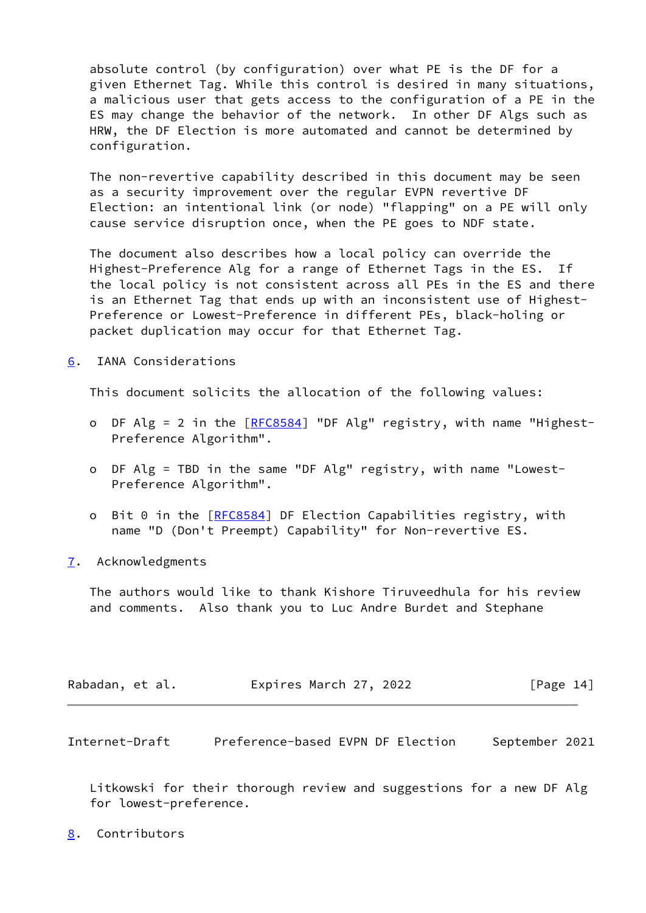absolute control (by configuration) over what PE is the DF for a given Ethernet Tag. While this control is desired in many situations, a malicious user that gets access to the configuration of a PE in the ES may change the behavior of the network. In other DF Algs such as HRW, the DF Election is more automated and cannot be determined by configuration.

The non-revertive capability described in this document may be seen as a security improvement over the regular EVPN revertive DF Election: an intentional link (or node) "flapping" on a PE will only cause service disruption once, when the PE goes to NDF state.

The document also describes how a local policy can override the Highest-Preference Alg for a range of Ethernet Tags in the ES. If the local policy is not consistent across all PEs in the ES and there is an Ethernet Tag that ends up with an inconsistent use of Highest-Preference or Lowest-Preference in different PEs, black-holing or packet duplication may occur for that Ethernet Tag.

## 6. IANA Considerations

This document solicits the allocation of the following values:

- DF Alg = 2 in the [RFC8584] "DF Alg" registry, with name "Highest-Preference Algorithm".
- DF Alg = TBD in the same "DF Alg" registry, with name "Lowest-Preference Algorithm".
- Bit 0 in the [RFC8584] DF Election Capabilities registry, with name "D (Don't Preempt) Capability" for Non-revertive ES.

## 7. Acknowledgments

The authors would like to thank Kishore Tiruveedhula for his review and comments. Also thank you to Luc Andre Burdet and Stephane Litkowski for their thorough review and suggestions for a new DF Alg for lowest-preference.

## 8. Contributors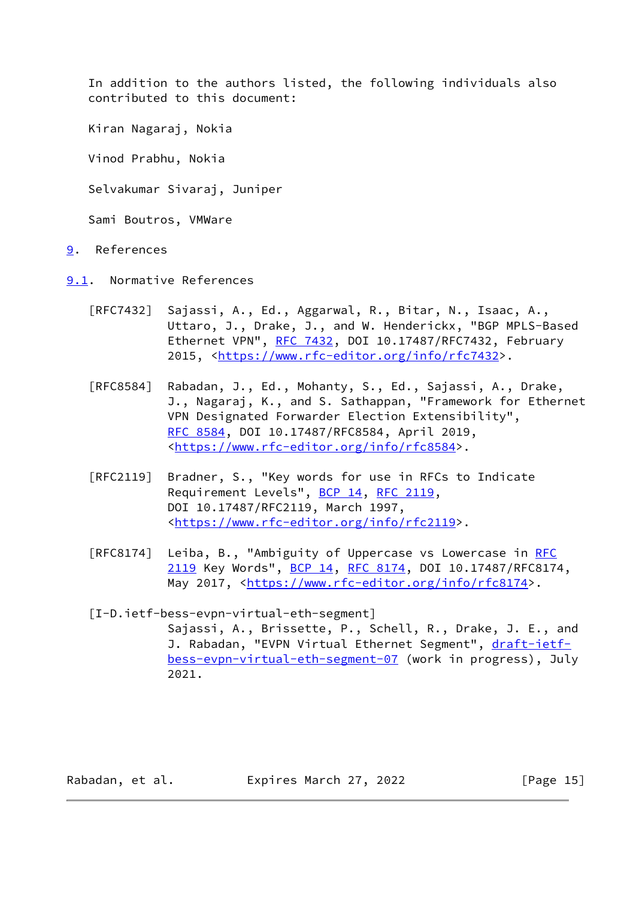In addition to the authors listed, the following individuals also contributed to this document:

Kiran Nagaraj, Nokia

Vinod Prabhu, Nokia

Selvakumar Sivaraj, Juniper

Sami Boutros, VMWare

# 9. References

## 9.1. Normative References

[RFC7432] Sajassi, A., Ed., Aggarwal, R., Bitar, N., Isaac, A., Uttaro, J., Drake, J., and W. Henderickx, "BGP MPLS-Based Ethernet VPN", RFC 7432, DOI 10.17487/RFC7432, February 2015, <https://www.rfc-editor.org/info/rfc7432>.

[RFC8584] Rabadan, J., Ed., Mohanty, S., Ed., Sajassi, A., Drake, J., Nagaraj, K., and S. Sathappan, "Framework for Ethernet VPN Designated Forwarder Election Extensibility", RFC 8584, DOI 10.17487/RFC8584, April 2019, <https://www.rfc-editor.org/info/rfc8584>.

[RFC2119] Bradner, S., "Key words for use in RFCs to Indicate Requirement Levels", BCP 14, RFC 2119, DOI 10.17487/RFC2119, March 1997, <https://www.rfc-editor.org/info/rfc2119>.

[RFC8174] Leiba, B., "Ambiguity of Uppercase vs Lowercase in RFC 2119 Key Words", BCP 14, RFC 8174, DOI 10.17487/RFC8174, May 2017, <https://www.rfc-editor.org/info/rfc8174>.

[I-D.ietf-bess-evpn-virtual-eth-segment] Sajassi, A., Brissette, P., Schell, R., Drake, J. E., and J. Rabadan, "EVPN Virtual Ethernet Segment", draft-ietf-bess-evpn-virtual-eth-segment-07 (work in progress), July 2021.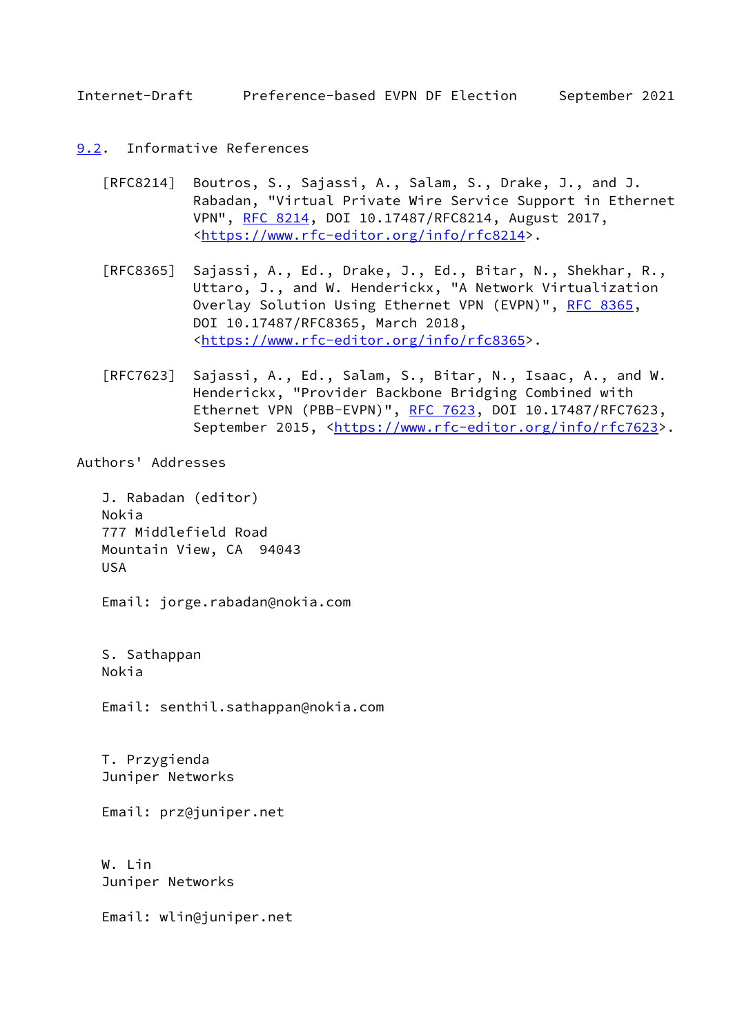## 9.2. Informative References

[RFC8214] Boutros, S., Sajassi, A., Salam, S., Drake, J., and J. Rabadan, "Virtual Private Wire Service Support in Ethernet VPN", RFC 8214, DOI 10.17487/RFC8214, August 2017, <https://www.rfc-editor.org/info/rfc8214>.

[RFC8365] Sajassi, A., Ed., Drake, J., Ed., Bitar, N., Shekhar, R., Uttaro, J., and W. Henderickx, "A Network Virtualization Overlay Solution Using Ethernet VPN (EVPN)", RFC 8365, DOI 10.17487/RFC8365, March 2018, <https://www.rfc-editor.org/info/rfc8365>.

[RFC7623] Sajassi, A., Ed., Salam, S., Bitar, N., Isaac, A., and W. Henderickx, "Provider Backbone Bridging Combined with Ethernet VPN (PBB-EVPN)", RFC 7623, DOI 10.17487/RFC7623, September 2015, <https://www.rfc-editor.org/info/rfc7623>.

## Authors' Addresses

J. Rabadan (editor)
Nokia
777 Middlefield Road
Mountain View, CA 94043
USA

Email: jorge.rabadan@nokia.com

S. Sathappan
Nokia

Email: senthil.sathappan@nokia.com

T. Przygienda
Juniper Networks

Email: prz@juniper.net

W. Lin
Juniper Networks

Email: wlin@juniper.net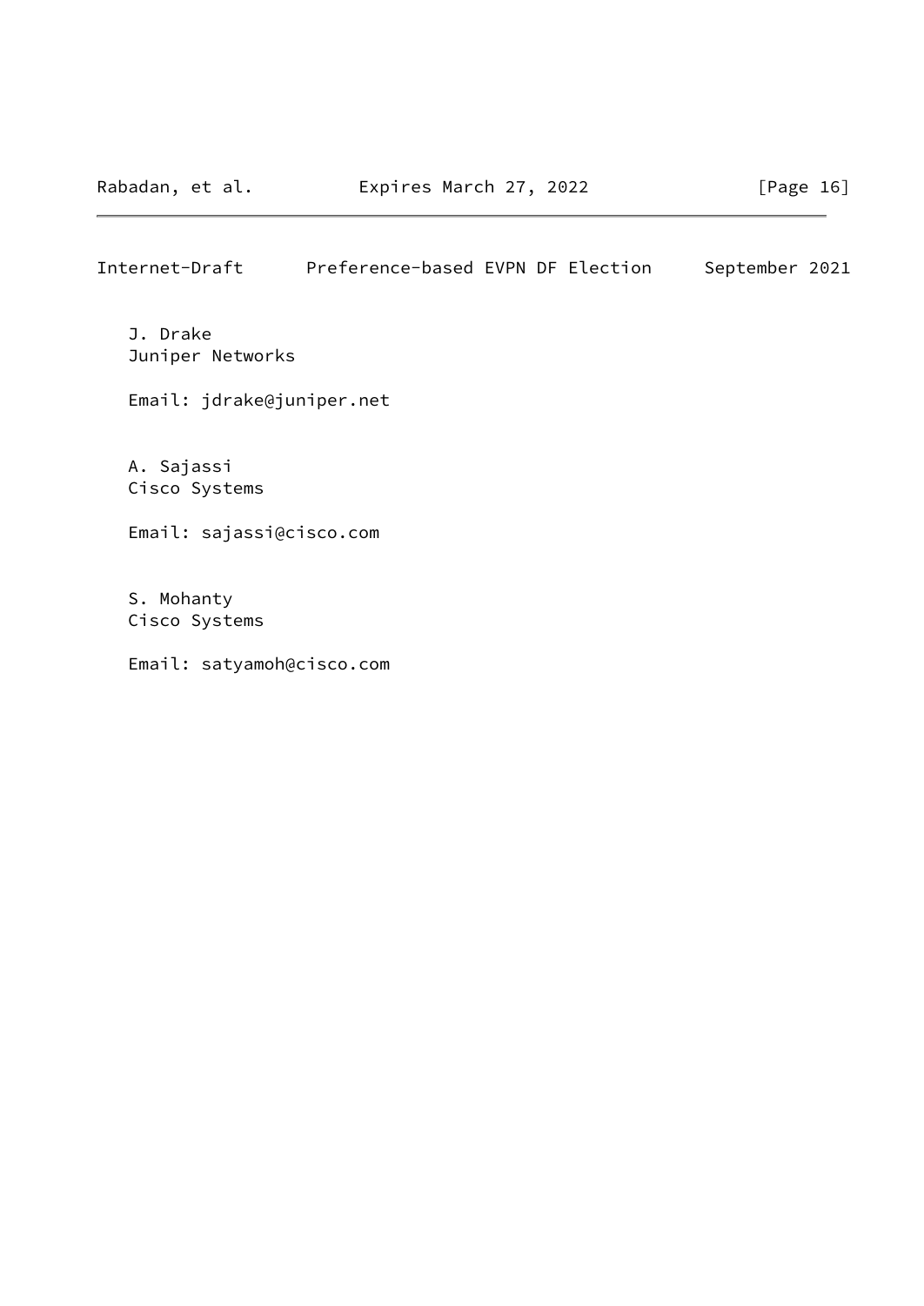J. Drake
Juniper Networks

Email: jdrake@juniper.net

A. Sajassi
Cisco Systems

Email: sajassi@cisco.com

S. Mohanty
Cisco Systems

Email: satyamoh@cisco.com